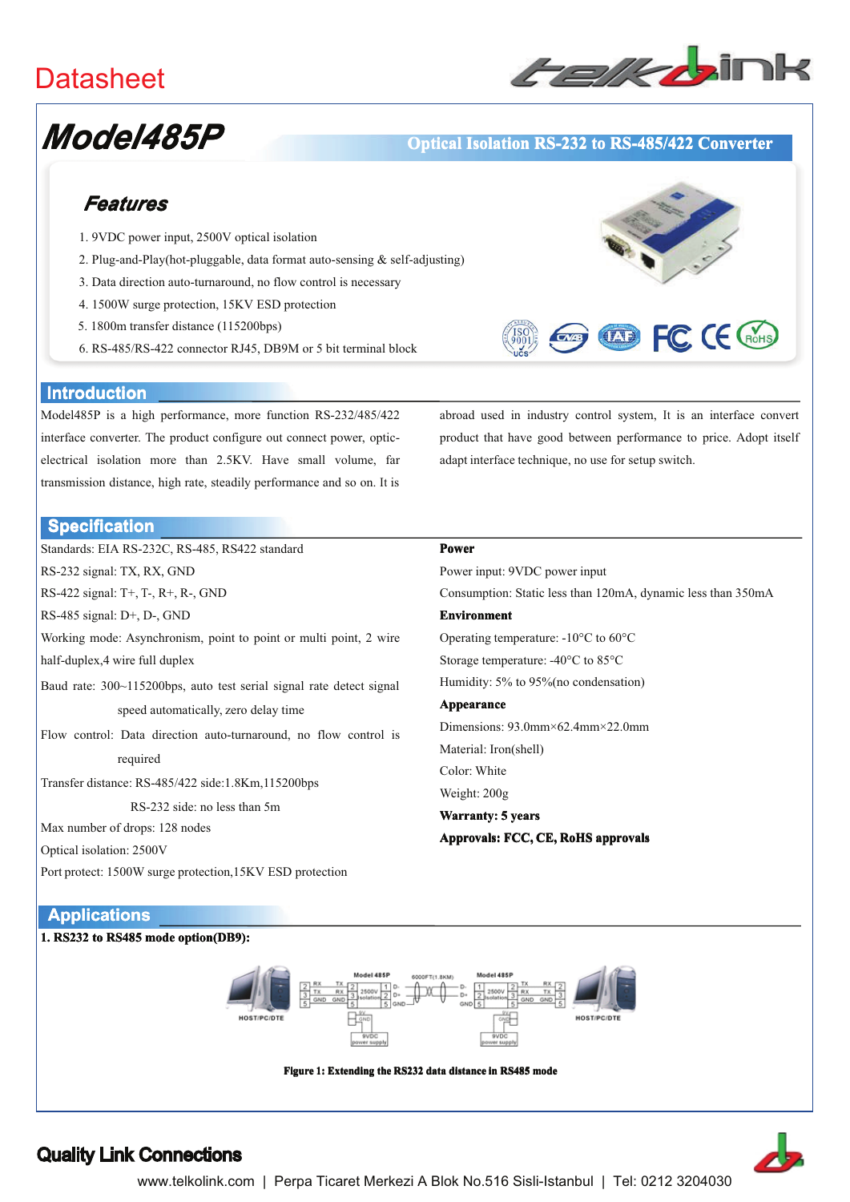# Datasheet

# Model485P

## Optical Isolation RS-232 to RS-485/422 Converter

### Features

1. 9VDC power input, 2500V optical isolation
2. Plug-and-Play(hot-pluggable, data format auto-sensing & self-adjusting)
3. Data direction auto-turnaround, no flow control is necessary
4. 1500W surge protection, 15KV ESD protection
5. 1800m transfer distance (115200bps)
6. RS-485/RS-422 connector RJ45, DB9M or 5 bit terminal block

## Introduction

Model485P is a high performance, more function RS-232/485/422 interface converter. The product configure out connect power, optic-electrical isolation more than 2.5KV. Have small volume, far transmission distance, high rate, steadily performance and so on. It is abroad used in industry control system, It is an interface convert product that have good between performance to price. Adopt itself adapt interface technique, no use for setup switch.

## Specification

Standards: EIA RS-232C, RS-485, RS422 standard

RS-232 signal: TX, RX, GND

RS-422 signal: T+, T-, R+, R-, GND

RS-485 signal: D+, D-, GND

Working mode: Asynchronism, point to point or multi point, 2 wire half-duplex,4 wire full duplex

Baud rate: 300~115200bps, auto test serial signal rate detect signal speed automatically, zero delay time

Flow control: Data direction auto-turnaround, no flow control is required

Transfer distance: RS-485/422 side:1.8Km,115200bps

RS-232 side: no less than 5m

Max number of drops: 128 nodes

Optical isolation: 2500V

Port protect: 1500W surge protection,15KV ESD protection

**Power**

Power input: 9VDC power input

Consumption: Static less than 120mA, dynamic less than 350mA

**Environment**

Operating temperature: -10°C to 60°C

Storage temperature: -40°C to 85°C

Humidity: 5% to 95%(no condensation)

**Appearance**

Dimensions: 93.0mm×62.4mm×22.0mm

Material: Iron(shell)

Color: White

Weight: 200g

**Warranty: 5 years**

**Approvals: FCC, CE, RoHS approvals**

## Applications

**1. RS232 to RS485 mode option(DB9):**

**Figure 1: Extending the RS232 data distance in RS485 mode**

**Quality Link Connections**

www.telkolink.com | Perpa Ticaret Merkezi A Blok No.516 Sisli-Istanbul | Tel: 0212 3204030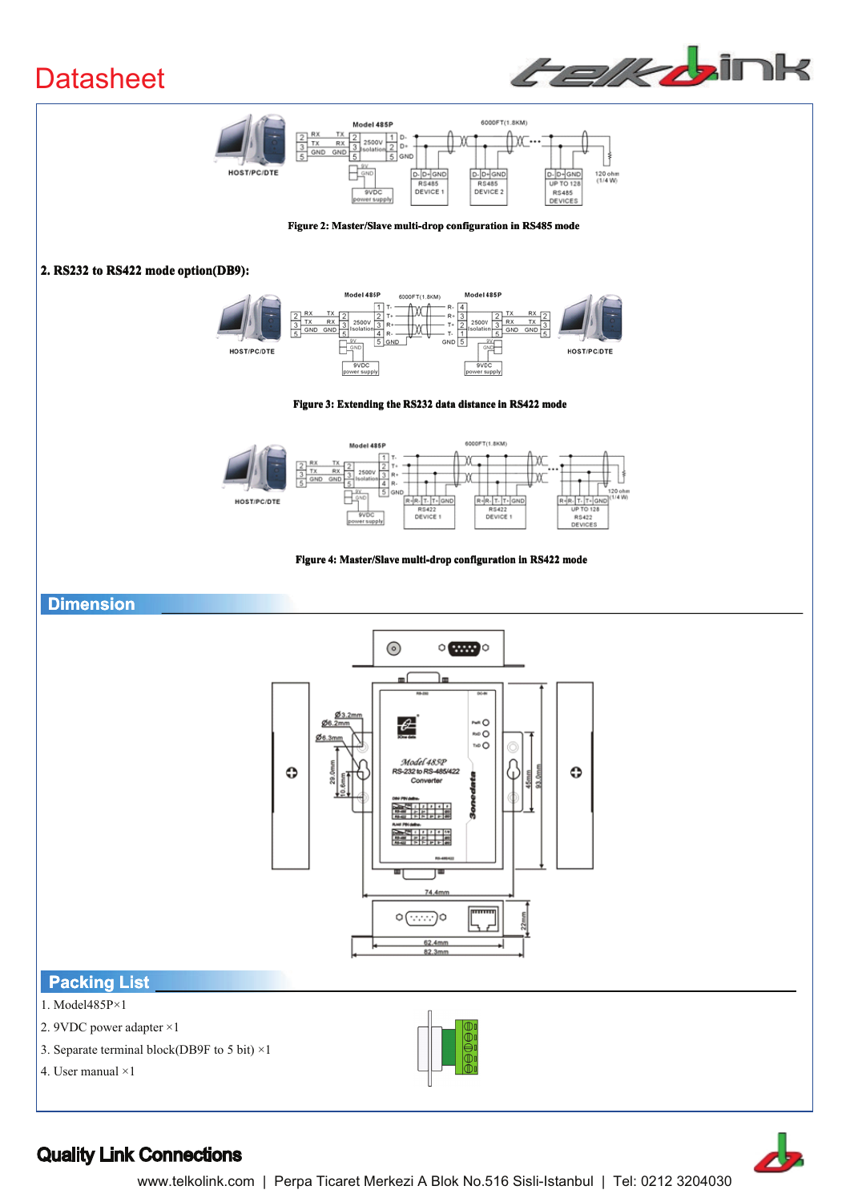HOST/PC/DTE

Model 485P

RX TX
TX RX
GND GND

2500V Isolation

D- D+ GND

9V GND

9VDC power supply

6000FT(1.8KM)

D- D+ GND RS485 DEVICE 1

D- D+ GND RS485 DEVICE 2

D- D+ GND UP TO 128 RS485 DEVICES

120 ohm (1/4 W)

**Figure 2: Master/Slave multi-drop configuration in RS485 mode**

**2. RS232 to RS422 mode option(DB9):**

HOST/PC/DTE

Model 485P

6000FT(1.8KM)

Model 485P

HOST/PC/DTE

9VDC power supply

**Figure 3: Extending the RS232 data distance in RS422 mode**

HOST/PC/DTE

Model 485P

6000FT(1.8KM)

R+ R- T- T+ GND RS422 DEVICE 1

R+ R- T- T+ GND RS422 DEVICE 1

R+ R- T- T+ GND UP TO 128 RS422 DEVICES

120 ohm (1/4 W)

9VDC power supply

**Figure 4: Master/Slave multi-drop configuration in RS422 mode**

## Dimension

Ø3.2mm

Ø6.2mm

Ø6.3mm

29.0mm

10.8mm

45mm

93.0mm

74.4mm

22mm

62.4mm

82.3mm

Model 485P

RS-232 to RS-485/422 Converter

## Packing List

1. Model485P×1
2. 9VDC power adapter ×1
3. Separate terminal block(DB9F to 5 bit) ×1
4. User manual ×1

**Quality Link Connections**

www.telkolink.com | Perpa Ticaret Merkezi A Blok No.516 Sisli-Istanbul | Tel: 0212 3204030